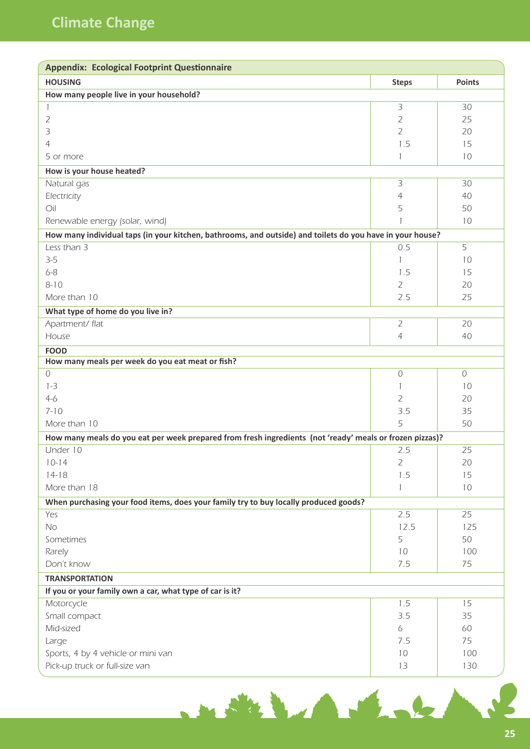## Appendix: Ecological Footprint Questionnaire

| HOUSING | Steps | Points |
|---|---|---|
| **How many people live in your household?** | | |
| 1 | 3 | 30 |
| 2 | 2 | 25 |
| 3 | 2 | 20 |
| 4 | 1.5 | 15 |
| 5 or more | 1 | 10 |
| **How is your house heated?** | | |
| Natural gas | 3 | 30 |
| Electricity | 4 | 40 |
| Oil | 5 | 50 |
| Renewable energy (solar, wind) | 1 | 10 |
| **How many individual taps (in your kitchen, bathrooms, and outside) and toilets do you have in your house?** | | |
| Less than 3 | 0.5 | 5 |
| 3-5 | 1 | 10 |
| 6-8 | 1.5 | 15 |
| 8-10 | 2 | 20 |
| More than 10 | 2.5 | 25 |
| **What type of home do you live in?** | | |
| Apartment/ flat | 2 | 20 |
| House | 4 | 40 |
| **FOOD** | | |
| **How many meals per week do you eat meat or fish?** | | |
| 0 | 0 | 0 |
| 1-3 | 1 | 10 |
| 4-6 | 2 | 20 |
| 7-10 | 3.5 | 35 |
| More than 10 | 5 | 50 |
| **How many meals do you eat per week prepared from fresh ingredients (not 'ready' meals or frozen pizzas)?** | | |
| Under 10 | 2.5 | 25 |
| 10-14 | 2 | 20 |
| 14-18 | 1.5 | 15 |
| More than 18 | 1 | 10 |
| **When purchasing your food items, does your family try to buy locally produced goods?** | | |
| Yes | 2.5 | 25 |
| No | 12.5 | 125 |
| Sometimes | 5 | 50 |
| Rarely | 10 | 100 |
| Don't know | 7.5 | 75 |
| **TRANSPORTATION** | | |
| **If you or your family own a car, what type of car is it?** | | |
| Motorcycle | 1.5 | 15 |
| Small compact | 3.5 | 35 |
| Mid-sized | 6 | 60 |
| Large | 7.5 | 75 |
| Sports, 4 by 4 vehicle or mini van | 10 | 100 |
| Pick-up truck or full-size van | 13 | 130 |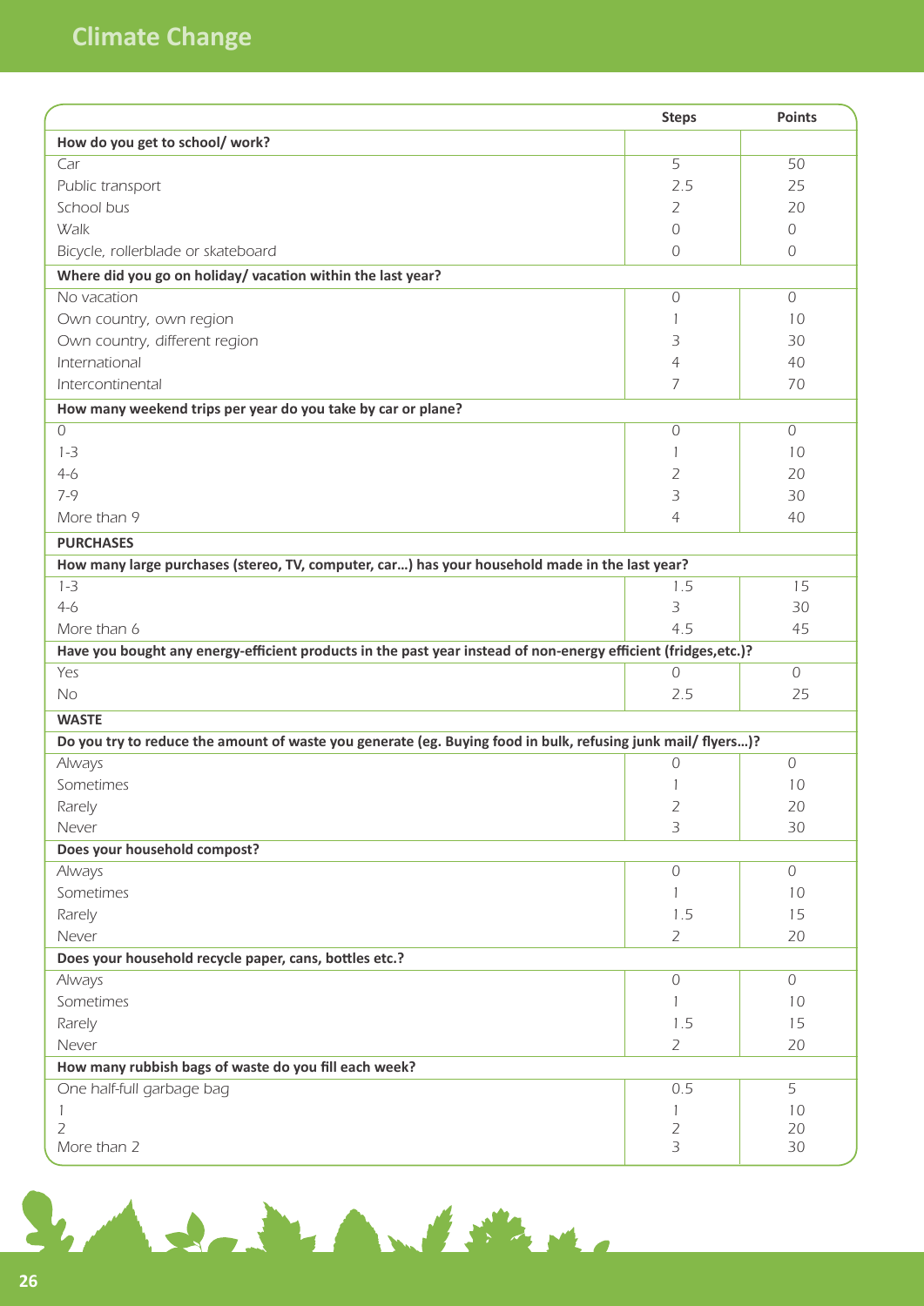| | Steps | Points |
|---|---|---|
| **How do you get to school/ work?** | | |
| Car | 5 | 50 |
| Public transport | 2.5 | 25 |
| School bus | 2 | 20 |
| Walk | 0 | 0 |
| Bicycle, rollerblade or skateboard | 0 | 0 |
| **Where did you go on holiday/ vacation within the last year?** | | |
| No vacation | 0 | 0 |
| Own country, own region | 1 | 10 |
| Own country, different region | 3 | 30 |
| International | 4 | 40 |
| Intercontinental | 7 | 70 |
| **How many weekend trips per year do you take by car or plane?** | | |
| 0 | 0 | 0 |
| 1-3 | 1 | 10 |
| 4-6 | 2 | 20 |
| 7-9 | 3 | 30 |
| More than 9 | 4 | 40 |
| **PURCHASES** | | |
| **How many large purchases (stereo, TV, computer, car…) has your household made in the last year?** | | |
| 1-3 | 1.5 | 15 |
| 4-6 | 3 | 30 |
| More than 6 | 4.5 | 45 |
| **Have you bought any energy-efficient products in the past year instead of non-energy efficient (fridges,etc.)?** | | |
| Yes | 0 | 0 |
| No | 2.5 | 25 |
| **WASTE** | | |
| **Do you try to reduce the amount of waste you generate (eg. Buying food in bulk, refusing junk mail/ flyers…)?** | | |
| Always | 0 | 0 |
| Sometimes | 1 | 10 |
| Rarely | 2 | 20 |
| Never | 3 | 30 |
| **Does your household compost?** | | |
| Always | 0 | 0 |
| Sometimes | 1 | 10 |
| Rarely | 1.5 | 15 |
| Never | 2 | 20 |
| **Does your household recycle paper, cans, bottles etc.?** | | |
| Always | 0 | 0 |
| Sometimes | 1 | 10 |
| Rarely | 1.5 | 15 |
| Never | 2 | 20 |
| **How many rubbish bags of waste do you fill each week?** | | |
| One half-full garbage bag | 0.5 | 5 |
| 1 | 1 | 10 |
| 2 | 2 | 20 |
| More than 2 | 3 | 30 |